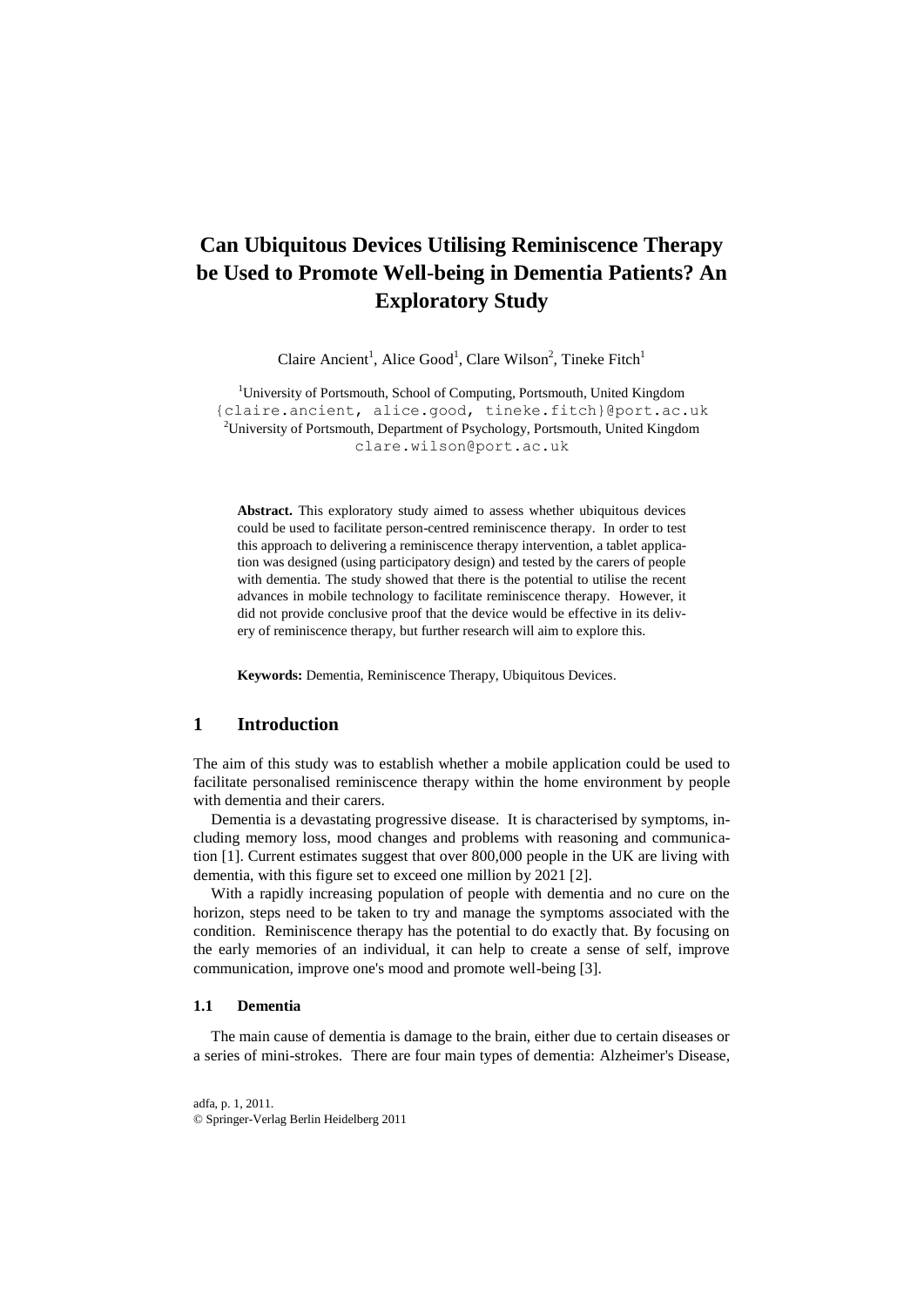# Can Ubiquitous Devices Utilising Reminiscence Therapy be Used to Promote Well-being in Dementia Patients? An Exploratory Study

Claire Ancient[1], Alice Good[1], Clare Wilson[2], Tineke Fitch[1]

[1]University of Portsmouth, School of Computing, Portsmouth, United Kingdom
{claire.ancient, alice.good, tineke.fitch}@port.ac.uk
[2]University of Portsmouth, Department of Psychology, Portsmouth, United Kingdom
clare.wilson@port.ac.uk

**Abstract.** This exploratory study aimed to assess whether ubiquitous devices could be used to facilitate person-centred reminiscence therapy. In order to test this approach to delivering a reminiscence therapy intervention, a tablet application was designed (using participatory design) and tested by the carers of people with dementia. The study showed that there is the potential to utilise the recent advances in mobile technology to facilitate reminiscence therapy. However, it did not provide conclusive proof that the device would be effective in its delivery of reminiscence therapy, but further research will aim to explore this.

**Keywords:** Dementia, Reminiscence Therapy, Ubiquitous Devices.

## 1 Introduction

The aim of this study was to establish whether a mobile application could be used to facilitate personalised reminiscence therapy within the home environment by people with dementia and their carers.

Dementia is a devastating progressive disease. It is characterised by symptoms, including memory loss, mood changes and problems with reasoning and communication [1]. Current estimates suggest that over 800,000 people in the UK are living with dementia, with this figure set to exceed one million by 2021 [2].

With a rapidly increasing population of people with dementia and no cure on the horizon, steps need to be taken to try and manage the symptoms associated with the condition. Reminiscence therapy has the potential to do exactly that. By focusing on the early memories of an individual, it can help to create a sense of self, improve communication, improve one's mood and promote well-being [3].

### 1.1 Dementia

The main cause of dementia is damage to the brain, either due to certain diseases or a series of mini-strokes. There are four main types of dementia: Alzheimer's Disease,

adfa, p. 1, 2011.
© Springer-Verlag Berlin Heidelberg 2011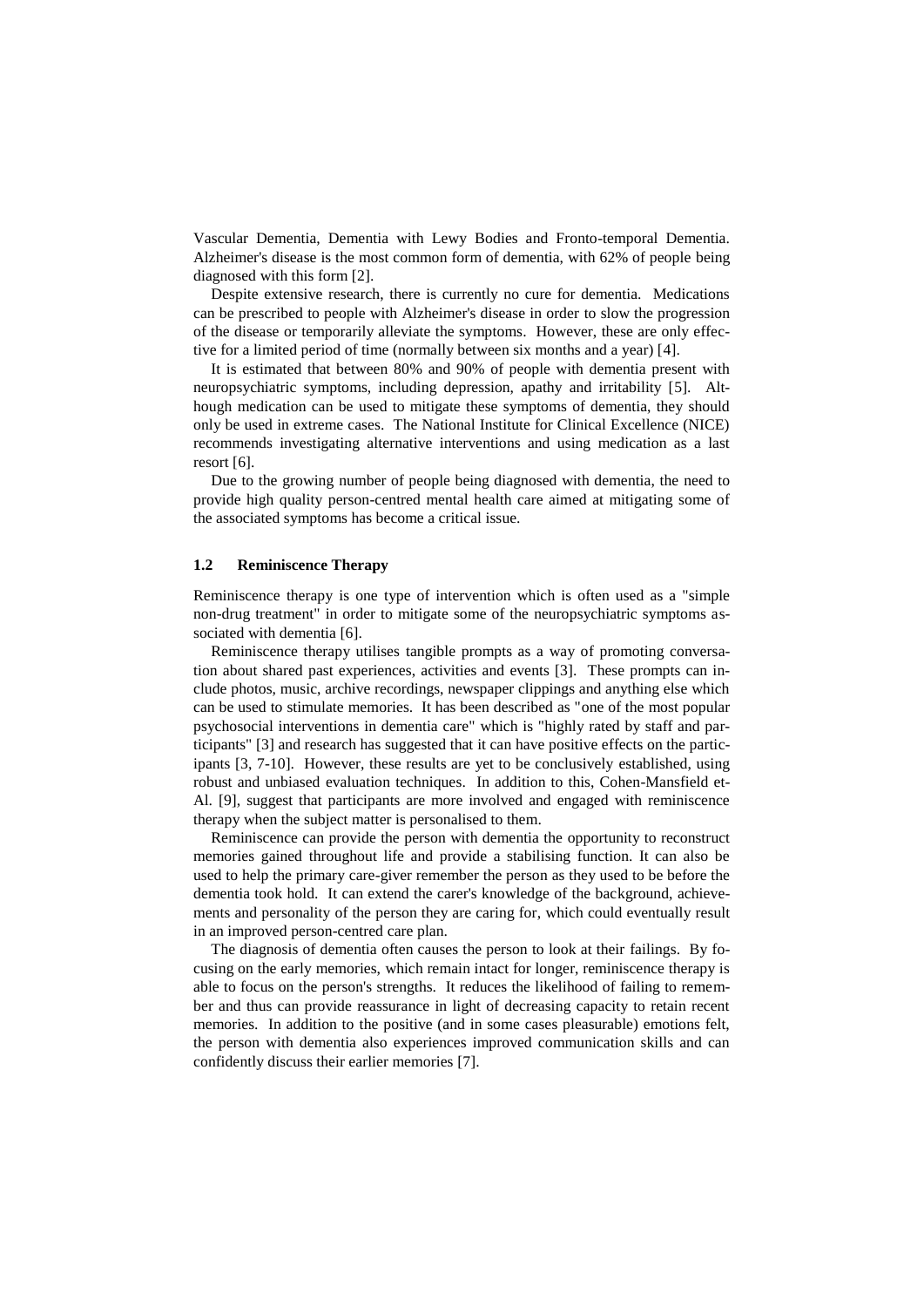Vascular Dementia, Dementia with Lewy Bodies and Fronto-temporal Dementia. Alzheimer's disease is the most common form of dementia, with 62% of people being diagnosed with this form [2].

Despite extensive research, there is currently no cure for dementia. Medications can be prescribed to people with Alzheimer's disease in order to slow the progression of the disease or temporarily alleviate the symptoms. However, these are only effective for a limited period of time (normally between six months and a year) [4].

It is estimated that between 80% and 90% of people with dementia present with neuropsychiatric symptoms, including depression, apathy and irritability [5]. Although medication can be used to mitigate these symptoms of dementia, they should only be used in extreme cases. The National Institute for Clinical Excellence (NICE) recommends investigating alternative interventions and using medication as a last resort [6].

Due to the growing number of people being diagnosed with dementia, the need to provide high quality person-centred mental health care aimed at mitigating some of the associated symptoms has become a critical issue.

### 1.2 Reminiscence Therapy

Reminiscence therapy is one type of intervention which is often used as a "simple non-drug treatment" in order to mitigate some of the neuropsychiatric symptoms associated with dementia [6].

Reminiscence therapy utilises tangible prompts as a way of promoting conversation about shared past experiences, activities and events [3]. These prompts can include photos, music, archive recordings, newspaper clippings and anything else which can be used to stimulate memories. It has been described as "one of the most popular psychosocial interventions in dementia care" which is "highly rated by staff and participants" [3] and research has suggested that it can have positive effects on the participants [3, 7-10]. However, these results are yet to be conclusively established, using robust and unbiased evaluation techniques. In addition to this, Cohen-Mansfield et-Al. [9], suggest that participants are more involved and engaged with reminiscence therapy when the subject matter is personalised to them.

Reminiscence can provide the person with dementia the opportunity to reconstruct memories gained throughout life and provide a stabilising function. It can also be used to help the primary care-giver remember the person as they used to be before the dementia took hold. It can extend the carer's knowledge of the background, achievements and personality of the person they are caring for, which could eventually result in an improved person-centred care plan.

The diagnosis of dementia often causes the person to look at their failings. By focusing on the early memories, which remain intact for longer, reminiscence therapy is able to focus on the person's strengths. It reduces the likelihood of failing to remember and thus can provide reassurance in light of decreasing capacity to retain recent memories. In addition to the positive (and in some cases pleasurable) emotions felt, the person with dementia also experiences improved communication skills and can confidently discuss their earlier memories [7].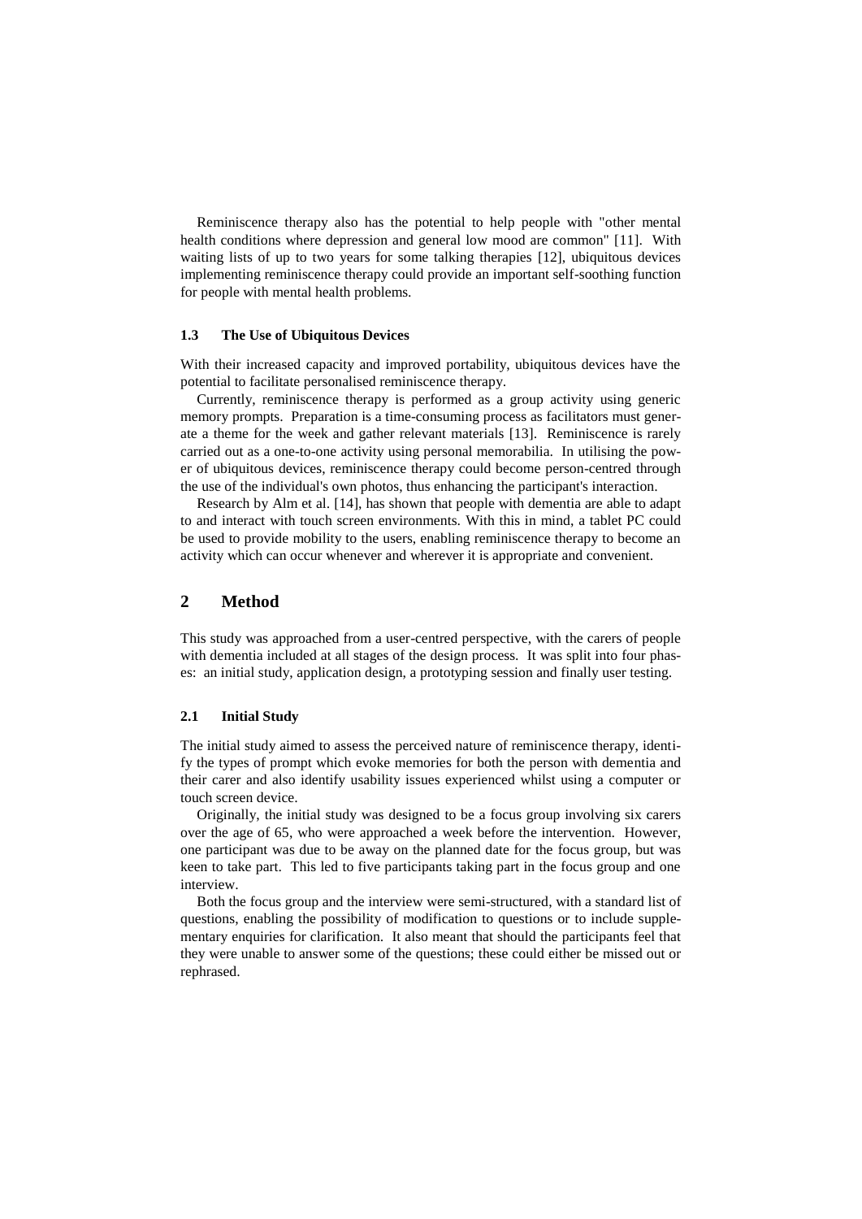Reminiscence therapy also has the potential to help people with "other mental health conditions where depression and general low mood are common" [11]. With waiting lists of up to two years for some talking therapies [12], ubiquitous devices implementing reminiscence therapy could provide an important self-soothing function for people with mental health problems.

### 1.3 The Use of Ubiquitous Devices

With their increased capacity and improved portability, ubiquitous devices have the potential to facilitate personalised reminiscence therapy.

Currently, reminiscence therapy is performed as a group activity using generic memory prompts. Preparation is a time-consuming process as facilitators must generate a theme for the week and gather relevant materials [13]. Reminiscence is rarely carried out as a one-to-one activity using personal memorabilia. In utilising the power of ubiquitous devices, reminiscence therapy could become person-centred through the use of the individual's own photos, thus enhancing the participant's interaction.

Research by Alm et al. [14], has shown that people with dementia are able to adapt to and interact with touch screen environments. With this in mind, a tablet PC could be used to provide mobility to the users, enabling reminiscence therapy to become an activity which can occur whenever and wherever it is appropriate and convenient.

## 2 Method

This study was approached from a user-centred perspective, with the carers of people with dementia included at all stages of the design process. It was split into four phases: an initial study, application design, a prototyping session and finally user testing.

### 2.1 Initial Study

The initial study aimed to assess the perceived nature of reminiscence therapy, identify the types of prompt which evoke memories for both the person with dementia and their carer and also identify usability issues experienced whilst using a computer or touch screen device.

Originally, the initial study was designed to be a focus group involving six carers over the age of 65, who were approached a week before the intervention. However, one participant was due to be away on the planned date for the focus group, but was keen to take part. This led to five participants taking part in the focus group and one interview.

Both the focus group and the interview were semi-structured, with a standard list of questions, enabling the possibility of modification to questions or to include supplementary enquiries for clarification. It also meant that should the participants feel that they were unable to answer some of the questions; these could either be missed out or rephrased.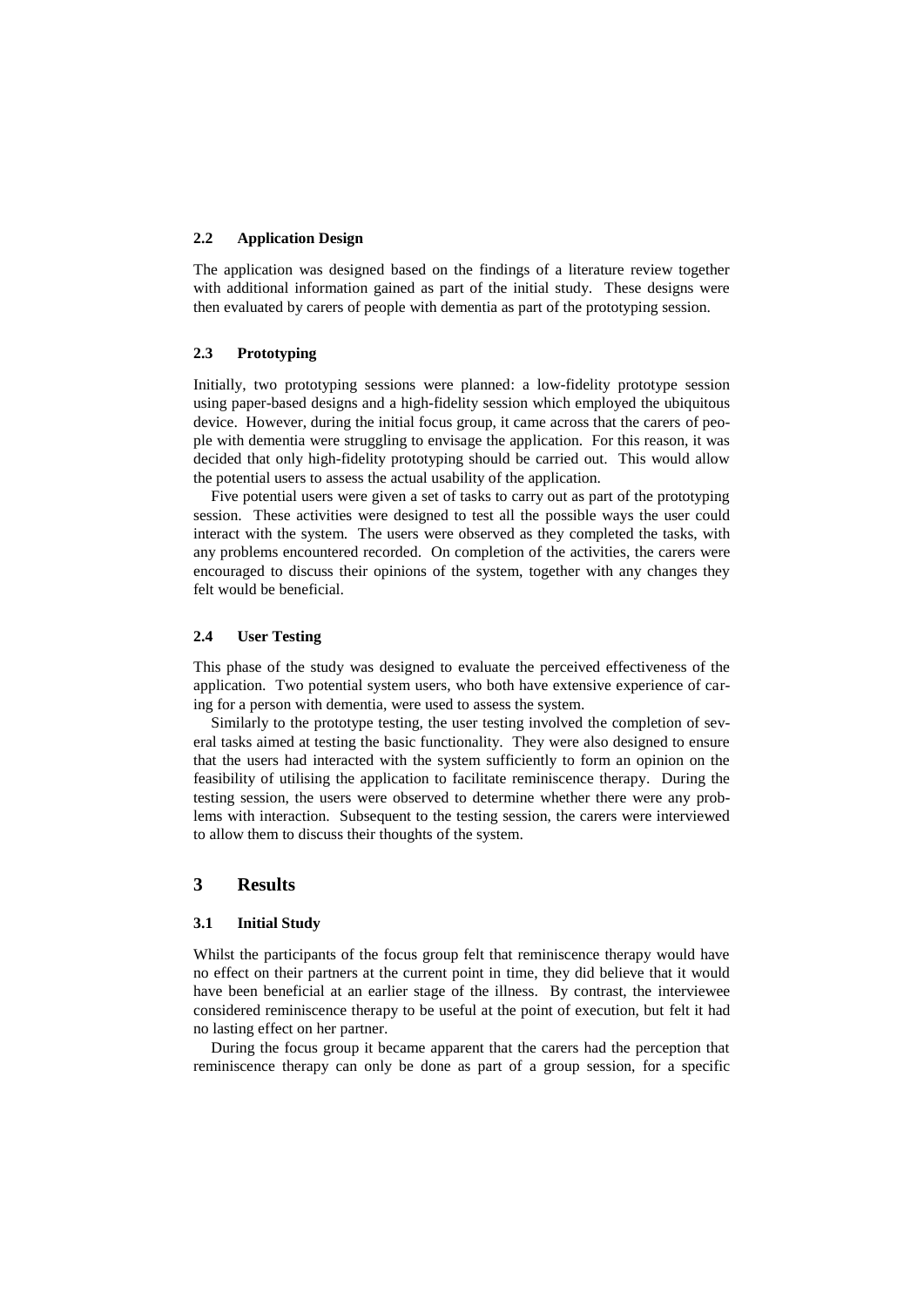### 2.2 Application Design

The application was designed based on the findings of a literature review together with additional information gained as part of the initial study. These designs were then evaluated by carers of people with dementia as part of the prototyping session.

### 2.3 Prototyping

Initially, two prototyping sessions were planned: a low-fidelity prototype session using paper-based designs and a high-fidelity session which employed the ubiquitous device. However, during the initial focus group, it came across that the carers of people with dementia were struggling to envisage the application. For this reason, it was decided that only high-fidelity prototyping should be carried out. This would allow the potential users to assess the actual usability of the application.

Five potential users were given a set of tasks to carry out as part of the prototyping session. These activities were designed to test all the possible ways the user could interact with the system. The users were observed as they completed the tasks, with any problems encountered recorded. On completion of the activities, the carers were encouraged to discuss their opinions of the system, together with any changes they felt would be beneficial.

### 2.4 User Testing

This phase of the study was designed to evaluate the perceived effectiveness of the application. Two potential system users, who both have extensive experience of caring for a person with dementia, were used to assess the system.

Similarly to the prototype testing, the user testing involved the completion of several tasks aimed at testing the basic functionality. They were also designed to ensure that the users had interacted with the system sufficiently to form an opinion on the feasibility of utilising the application to facilitate reminiscence therapy. During the testing session, the users were observed to determine whether there were any problems with interaction. Subsequent to the testing session, the carers were interviewed to allow them to discuss their thoughts of the system.

## 3 Results

### 3.1 Initial Study

Whilst the participants of the focus group felt that reminiscence therapy would have no effect on their partners at the current point in time, they did believe that it would have been beneficial at an earlier stage of the illness. By contrast, the interviewee considered reminiscence therapy to be useful at the point of execution, but felt it had no lasting effect on her partner.

During the focus group it became apparent that the carers had the perception that reminiscence therapy can only be done as part of a group session, for a specific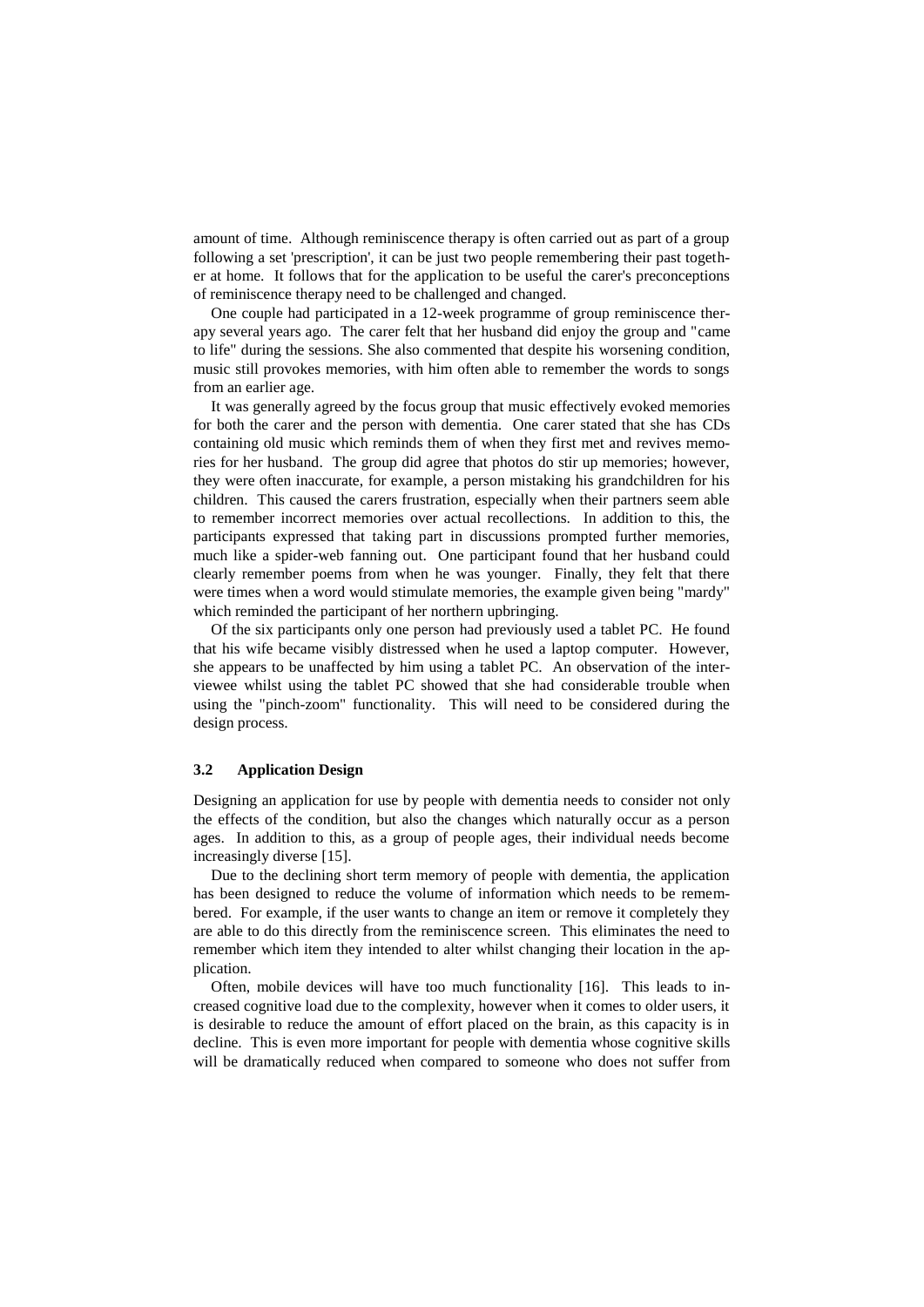amount of time. Although reminiscence therapy is often carried out as part of a group following a set 'prescription', it can be just two people remembering their past together at home. It follows that for the application to be useful the carer's preconceptions of reminiscence therapy need to be challenged and changed.

One couple had participated in a 12-week programme of group reminiscence therapy several years ago. The carer felt that her husband did enjoy the group and "came to life" during the sessions. She also commented that despite his worsening condition, music still provokes memories, with him often able to remember the words to songs from an earlier age.

It was generally agreed by the focus group that music effectively evoked memories for both the carer and the person with dementia. One carer stated that she has CDs containing old music which reminds them of when they first met and revives memories for her husband. The group did agree that photos do stir up memories; however, they were often inaccurate, for example, a person mistaking his grandchildren for his children. This caused the carers frustration, especially when their partners seem able to remember incorrect memories over actual recollections. In addition to this, the participants expressed that taking part in discussions prompted further memories, much like a spider-web fanning out. One participant found that her husband could clearly remember poems from when he was younger. Finally, they felt that there were times when a word would stimulate memories, the example given being "mardy" which reminded the participant of her northern upbringing.

Of the six participants only one person had previously used a tablet PC. He found that his wife became visibly distressed when he used a laptop computer. However, she appears to be unaffected by him using a tablet PC. An observation of the interviewee whilst using the tablet PC showed that she had considerable trouble when using the "pinch-zoom" functionality. This will need to be considered during the design process.

### 3.2 Application Design

Designing an application for use by people with dementia needs to consider not only the effects of the condition, but also the changes which naturally occur as a person ages. In addition to this, as a group of people ages, their individual needs become increasingly diverse [15].

Due to the declining short term memory of people with dementia, the application has been designed to reduce the volume of information which needs to be remembered. For example, if the user wants to change an item or remove it completely they are able to do this directly from the reminiscence screen. This eliminates the need to remember which item they intended to alter whilst changing their location in the application.

Often, mobile devices will have too much functionality [16]. This leads to increased cognitive load due to the complexity, however when it comes to older users, it is desirable to reduce the amount of effort placed on the brain, as this capacity is in decline. This is even more important for people with dementia whose cognitive skills will be dramatically reduced when compared to someone who does not suffer from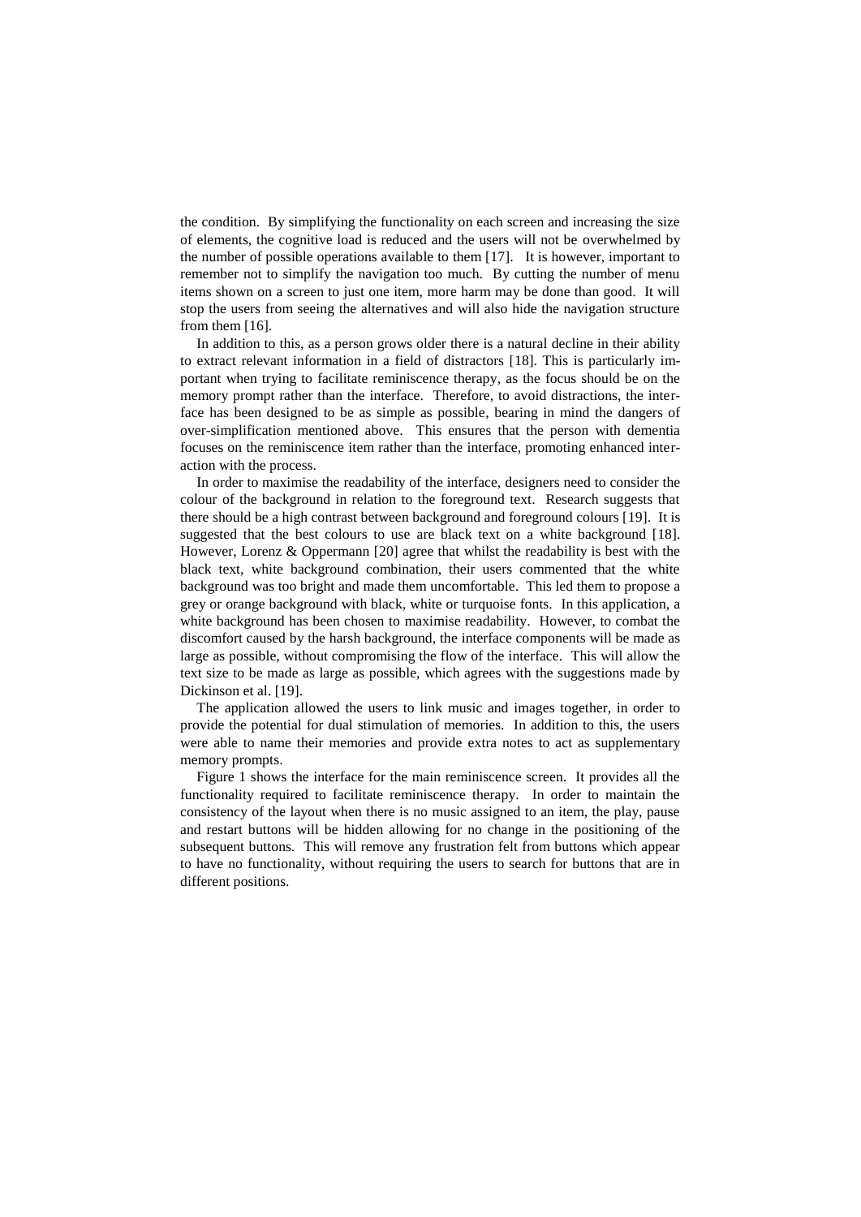the condition. By simplifying the functionality on each screen and increasing the size of elements, the cognitive load is reduced and the users will not be overwhelmed by the number of possible operations available to them [17]. It is however, important to remember not to simplify the navigation too much. By cutting the number of menu items shown on a screen to just one item, more harm may be done than good. It will stop the users from seeing the alternatives and will also hide the navigation structure from them [16].

In addition to this, as a person grows older there is a natural decline in their ability to extract relevant information in a field of distractors [18]. This is particularly important when trying to facilitate reminiscence therapy, as the focus should be on the memory prompt rather than the interface. Therefore, to avoid distractions, the interface has been designed to be as simple as possible, bearing in mind the dangers of over-simplification mentioned above. This ensures that the person with dementia focuses on the reminiscence item rather than the interface, promoting enhanced interaction with the process.

In order to maximise the readability of the interface, designers need to consider the colour of the background in relation to the foreground text. Research suggests that there should be a high contrast between background and foreground colours [19]. It is suggested that the best colours to use are black text on a white background [18]. However, Lorenz & Oppermann [20] agree that whilst the readability is best with the black text, white background combination, their users commented that the white background was too bright and made them uncomfortable. This led them to propose a grey or orange background with black, white or turquoise fonts. In this application, a white background has been chosen to maximise readability. However, to combat the discomfort caused by the harsh background, the interface components will be made as large as possible, without compromising the flow of the interface. This will allow the text size to be made as large as possible, which agrees with the suggestions made by Dickinson et al. [19].

The application allowed the users to link music and images together, in order to provide the potential for dual stimulation of memories. In addition to this, the users were able to name their memories and provide extra notes to act as supplementary memory prompts.

Figure 1 shows the interface for the main reminiscence screen. It provides all the functionality required to facilitate reminiscence therapy. In order to maintain the consistency of the layout when there is no music assigned to an item, the play, pause and restart buttons will be hidden allowing for no change in the positioning of the subsequent buttons. This will remove any frustration felt from buttons which appear to have no functionality, without requiring the users to search for buttons that are in different positions.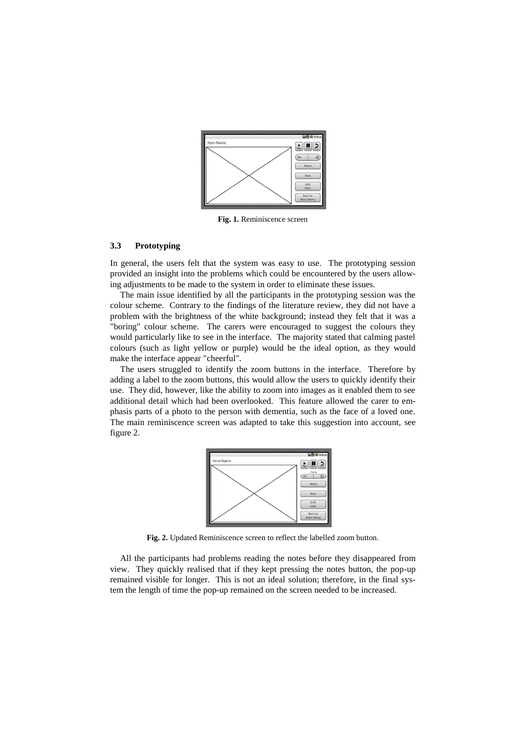Fig. 1. Reminiscence screen

### 3.3 Prototyping

In general, the users felt that the system was easy to use. The prototyping session provided an insight into the problems which could be encountered by the users allowing adjustments to be made to the system in order to eliminate these issues.

The main issue identified by all the participants in the prototyping session was the colour scheme. Contrary to the findings of the literature review, they did not have a problem with the brightness of the white background; instead they felt that it was a "boring" colour scheme. The carers were encouraged to suggest the colours they would particularly like to see in the interface. The majority stated that calming pastel colours (such as light yellow or purple) would be the ideal option, as they would make the interface appear "cheerful".

The users struggled to identify the zoom buttons in the interface. Therefore by adding a label to the zoom buttons, this would allow the users to quickly identify their use. They did, however, like the ability to zoom into images as it enabled them to see additional detail which had been overlooked. This feature allowed the carer to emphasis parts of a photo to the person with dementia, such as the face of a loved one. The main reminiscence screen was adapted to take this suggestion into account, see figure 2.

Fig. 2. Updated Reminiscence screen to reflect the labelled zoom button.

All the participants had problems reading the notes before they disappeared from view. They quickly realised that if they kept pressing the notes button, the pop-up remained visible for longer. This is not an ideal solution; therefore, in the final system the length of time the pop-up remained on the screen needed to be increased.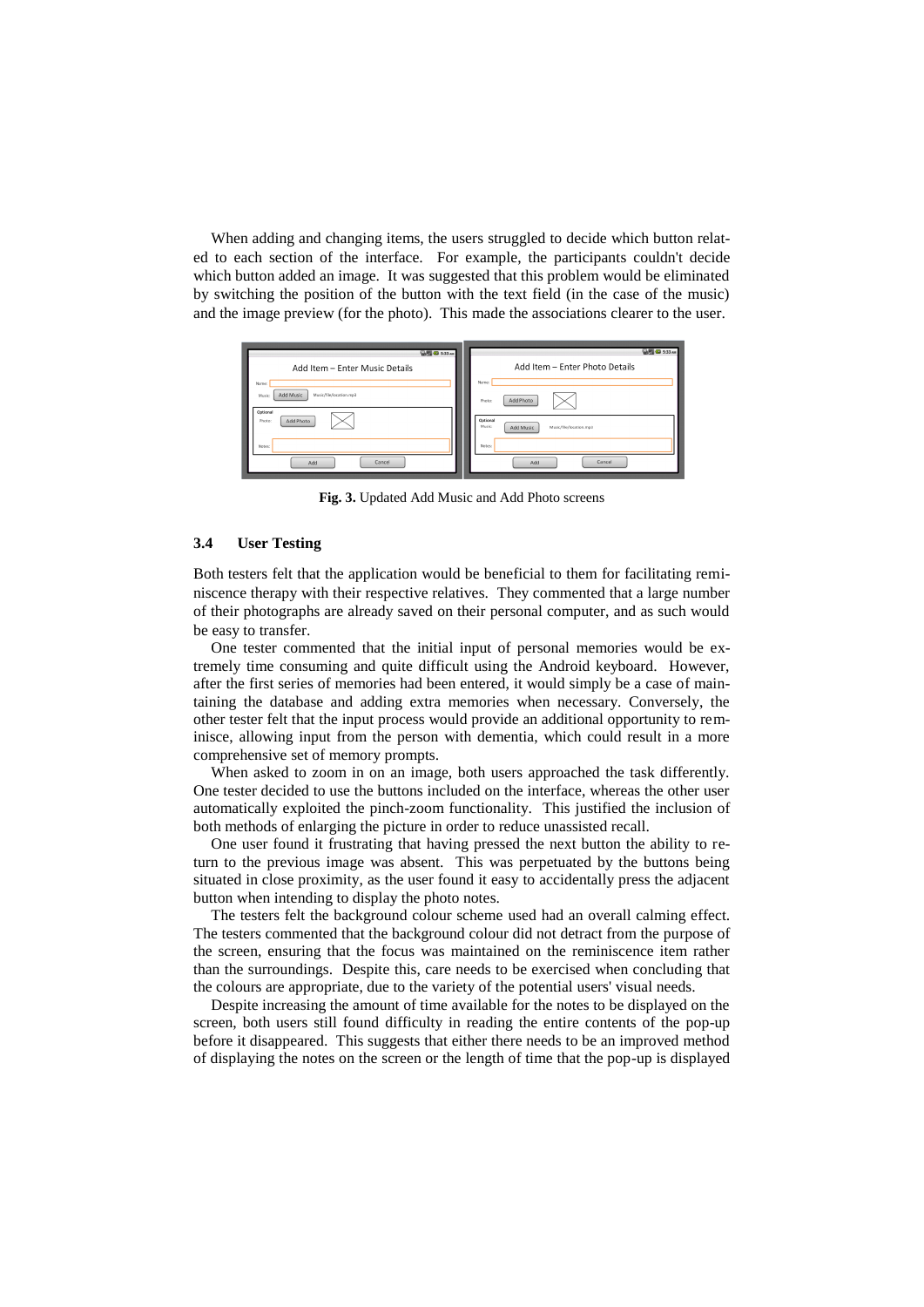When adding and changing items, the users struggled to decide which button related to each section of the interface. For example, the participants couldn't decide which button added an image. It was suggested that this problem would be eliminated by switching the position of the button with the text field (in the case of the music) and the image preview (for the photo). This made the associations clearer to the user.

**Fig. 3.** Updated Add Music and Add Photo screens

### 3.4 User Testing

Both testers felt that the application would be beneficial to them for facilitating reminiscence therapy with their respective relatives. They commented that a large number of their photographs are already saved on their personal computer, and as such would be easy to transfer.

One tester commented that the initial input of personal memories would be extremely time consuming and quite difficult using the Android keyboard. However, after the first series of memories had been entered, it would simply be a case of maintaining the database and adding extra memories when necessary. Conversely, the other tester felt that the input process would provide an additional opportunity to reminisce, allowing input from the person with dementia, which could result in a more comprehensive set of memory prompts.

When asked to zoom in on an image, both users approached the task differently. One tester decided to use the buttons included on the interface, whereas the other user automatically exploited the pinch-zoom functionality. This justified the inclusion of both methods of enlarging the picture in order to reduce unassisted recall.

One user found it frustrating that having pressed the next button the ability to return to the previous image was absent. This was perpetuated by the buttons being situated in close proximity, as the user found it easy to accidentally press the adjacent button when intending to display the photo notes.

The testers felt the background colour scheme used had an overall calming effect. The testers commented that the background colour did not detract from the purpose of the screen, ensuring that the focus was maintained on the reminiscence item rather than the surroundings. Despite this, care needs to be exercised when concluding that the colours are appropriate, due to the variety of the potential users' visual needs.

Despite increasing the amount of time available for the notes to be displayed on the screen, both users still found difficulty in reading the entire contents of the pop-up before it disappeared. This suggests that either there needs to be an improved method of displaying the notes on the screen or the length of time that the pop-up is displayed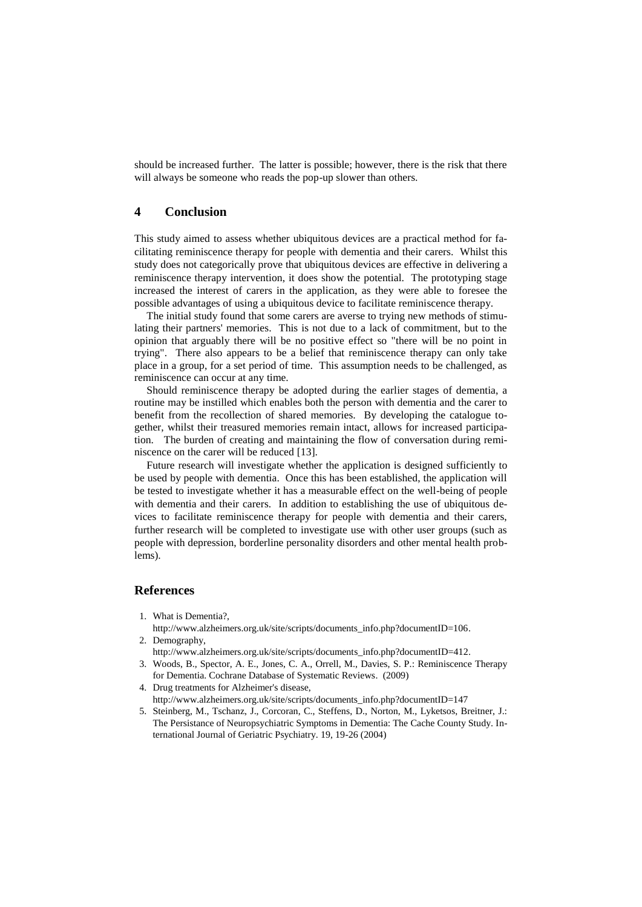should be increased further. The latter is possible; however, there is the risk that there will always be someone who reads the pop-up slower than others.

## 4 Conclusion

This study aimed to assess whether ubiquitous devices are a practical method for facilitating reminiscence therapy for people with dementia and their carers. Whilst this study does not categorically prove that ubiquitous devices are effective in delivering a reminiscence therapy intervention, it does show the potential. The prototyping stage increased the interest of carers in the application, as they were able to foresee the possible advantages of using a ubiquitous device to facilitate reminiscence therapy.

The initial study found that some carers are averse to trying new methods of stimulating their partners' memories. This is not due to a lack of commitment, but to the opinion that arguably there will be no positive effect so "there will be no point in trying". There also appears to be a belief that reminiscence therapy can only take place in a group, for a set period of time. This assumption needs to be challenged, as reminiscence can occur at any time.

Should reminiscence therapy be adopted during the earlier stages of dementia, a routine may be instilled which enables both the person with dementia and the carer to benefit from the recollection of shared memories. By developing the catalogue together, whilst their treasured memories remain intact, allows for increased participation. The burden of creating and maintaining the flow of conversation during reminiscence on the carer will be reduced [13].

Future research will investigate whether the application is designed sufficiently to be used by people with dementia. Once this has been established, the application will be tested to investigate whether it has a measurable effect on the well-being of people with dementia and their carers. In addition to establishing the use of ubiquitous devices to facilitate reminiscence therapy for people with dementia and their carers, further research will be completed to investigate use with other user groups (such as people with depression, borderline personality disorders and other mental health problems).

## References

1. What is Dementia?, http://www.alzheimers.org.uk/site/scripts/documents_info.php?documentID=106.
2. Demography, http://www.alzheimers.org.uk/site/scripts/documents_info.php?documentID=412.
3. Woods, B., Spector, A. E., Jones, C. A., Orrell, M., Davies, S. P.: Reminiscence Therapy for Dementia. Cochrane Database of Systematic Reviews. (2009)
4. Drug treatments for Alzheimer's disease, http://www.alzheimers.org.uk/site/scripts/documents_info.php?documentID=147
5. Steinberg, M., Tschanz, J., Corcoran, C., Steffens, D., Norton, M., Lyketsos, Breitner, J.: The Persistance of Neuropsychiatric Symptoms in Dementia: The Cache County Study. International Journal of Geriatric Psychiatry. 19, 19-26 (2004)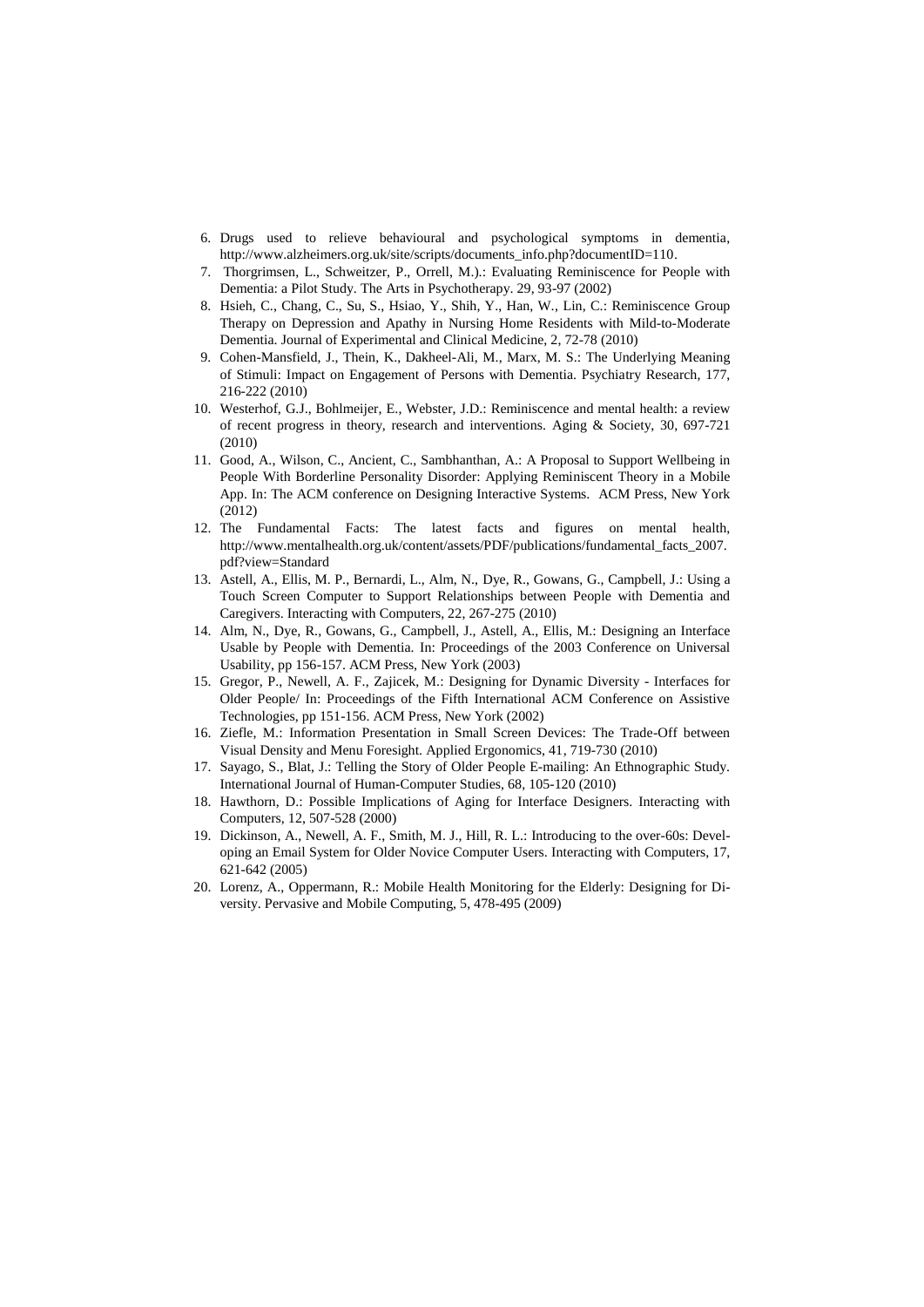6. Drugs used to relieve behavioural and psychological symptoms in dementia, http://www.alzheimers.org.uk/site/scripts/documents_info.php?documentID=110.
7. Thorgrimsen, L., Schweitzer, P., Orrell, M.).: Evaluating Reminiscence for People with Dementia: a Pilot Study. The Arts in Psychotherapy. 29, 93-97 (2002)
8. Hsieh, C., Chang, C., Su, S., Hsiao, Y., Shih, Y., Han, W., Lin, C.: Reminiscence Group Therapy on Depression and Apathy in Nursing Home Residents with Mild-to-Moderate Dementia. Journal of Experimental and Clinical Medicine, 2, 72-78 (2010)
9. Cohen-Mansfield, J., Thein, K., Dakheel-Ali, M., Marx, M. S.: The Underlying Meaning of Stimuli: Impact on Engagement of Persons with Dementia. Psychiatry Research, 177, 216-222 (2010)
10. Westerhof, G.J., Bohlmeijer, E., Webster, J.D.: Reminiscence and mental health: a review of recent progress in theory, research and interventions. Aging & Society, 30, 697-721 (2010)
11. Good, A., Wilson, C., Ancient, C., Sambhanthan, A.: A Proposal to Support Wellbeing in People With Borderline Personality Disorder: Applying Reminiscent Theory in a Mobile App. In: The ACM conference on Designing Interactive Systems. ACM Press, New York (2012)
12. The Fundamental Facts: The latest facts and figures on mental health, http://www.mentalhealth.org.uk/content/assets/PDF/publications/fundamental_facts_2007.pdf?view=Standard
13. Astell, A., Ellis, M. P., Bernardi, L., Alm, N., Dye, R., Gowans, G., Campbell, J.: Using a Touch Screen Computer to Support Relationships between People with Dementia and Caregivers. Interacting with Computers, 22, 267-275 (2010)
14. Alm, N., Dye, R., Gowans, G., Campbell, J., Astell, A., Ellis, M.: Designing an Interface Usable by People with Dementia. In: Proceedings of the 2003 Conference on Universal Usability, pp 156-157. ACM Press, New York (2003)
15. Gregor, P., Newell, A. F., Zajicek, M.: Designing for Dynamic Diversity - Interfaces for Older People/ In: Proceedings of the Fifth International ACM Conference on Assistive Technologies, pp 151-156. ACM Press, New York (2002)
16. Ziefle, M.: Information Presentation in Small Screen Devices: The Trade-Off between Visual Density and Menu Foresight. Applied Ergonomics, 41, 719-730 (2010)
17. Sayago, S., Blat, J.: Telling the Story of Older People E-mailing: An Ethnographic Study. International Journal of Human-Computer Studies, 68, 105-120 (2010)
18. Hawthorn, D.: Possible Implications of Aging for Interface Designers. Interacting with Computers, 12, 507-528 (2000)
19. Dickinson, A., Newell, A. F., Smith, M. J., Hill, R. L.: Introducing to the over-60s: Developing an Email System for Older Novice Computer Users. Interacting with Computers, 17, 621-642 (2005)
20. Lorenz, A., Oppermann, R.: Mobile Health Monitoring for the Elderly: Designing for Diversity. Pervasive and Mobile Computing, 5, 478-495 (2009)